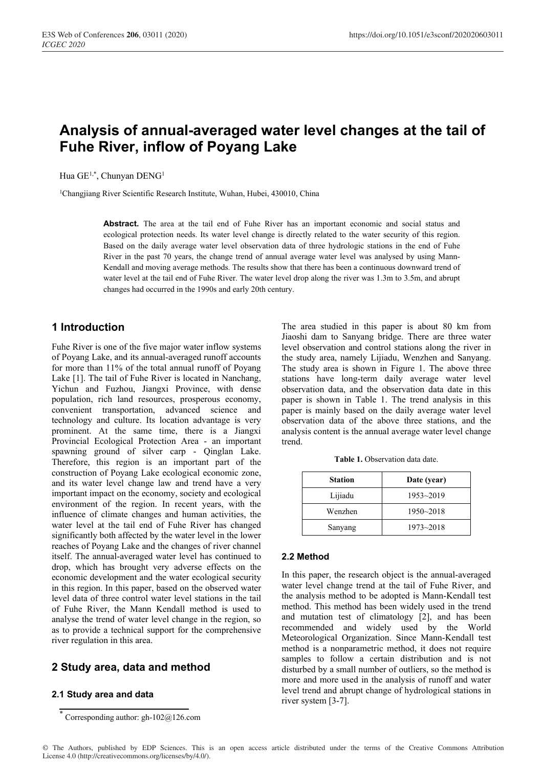# Analysis of annual-averaged water level changes at the tail of Fuhe River, inflow of Poyang Lake

Hua GE[1,*], Chunyan DENG[1]

[1]Changjiang River Scientific Research Institute, Wuhan, Hubei, 430010, China

**Abstract.** The area at the tail end of Fuhe River has an important economic and social status and ecological protection needs. Its water level change is directly related to the water security of this region. Based on the daily average water level observation data of three hydrologic stations in the end of Fuhe River in the past 70 years, the change trend of annual average water level was analysed by using Mann-Kendall and moving average methods. The results show that there has been a continuous downward trend of water level at the tail end of Fuhe River. The water level drop along the river was 1.3m to 3.5m, and abrupt changes had occurred in the 1990s and early 20th century.

## 1 Introduction

Fuhe River is one of the five major water inflow systems of Poyang Lake, and its annual-averaged runoff accounts for more than 11% of the total annual runoff of Poyang Lake [1]. The tail of Fuhe River is located in Nanchang, Yichun and Fuzhou, Jiangxi Province, with dense population, rich land resources, prosperous economy, convenient transportation, advanced science and technology and culture. Its location advantage is very prominent. At the same time, there is a Jiangxi Provincial Ecological Protection Area - an important spawning ground of silver carp - Qinglan Lake. Therefore, this region is an important part of the construction of Poyang Lake ecological economic zone, and its water level change law and trend have a very important impact on the economy, society and ecological environment of the region. In recent years, with the influence of climate changes and human activities, the water level at the tail end of Fuhe River has changed significantly both affected by the water level in the lower reaches of Poyang Lake and the changes of river channel itself. The annual-averaged water level has continued to drop, which has brought very adverse effects on the economic development and the water ecological security in this region. In this paper, based on the observed water level data of three control water level stations in the tail of Fuhe River, the Mann Kendall method is used to analyse the trend of water level change in the region, so as to provide a technical support for the comprehensive river regulation in this area.

## 2 Study area, data and method

### 2.1 Study area and data

The area studied in this paper is about 80 km from Jiaoshi dam to Sanyang bridge. There are three water level observation and control stations along the river in the study area, namely Lijiadu, Wenzhen and Sanyang. The study area is shown in Figure 1. The above three stations have long-term daily average water level observation data, and the observation data date in this paper is shown in Table 1. The trend analysis in this paper is mainly based on the daily average water level observation data of the above three stations, and the analysis content is the annual average water level change trend.

**Table 1.** Observation data date.

| Station | Date (year) |
|---|---|
| Lijiadu | 1953~2019 |
| Wenzhen | 1950~2018 |
| Sanyang | 1973~2018 |

### 2.2 Method

In this paper, the research object is the annual-averaged water level change trend at the tail of Fuhe River, and the analysis method to be adopted is Mann-Kendall test method. This method has been widely used in the trend and mutation test of climatology [2], and has been recommended and widely used by the World Meteorological Organization. Since Mann-Kendall test method is a nonparametric method, it does not require samples to follow a certain distribution and is not disturbed by a small number of outliers, so the method is more and more used in the analysis of runoff and water level trend and abrupt change of hydrological stations in river system [3-7].

* Corresponding author: gh-102@126.com

© The Authors, published by EDP Sciences. This is an open access article distributed under the terms of the Creative Commons Attribution License 4.0 (http://creativecommons.org/licenses/by/4.0/).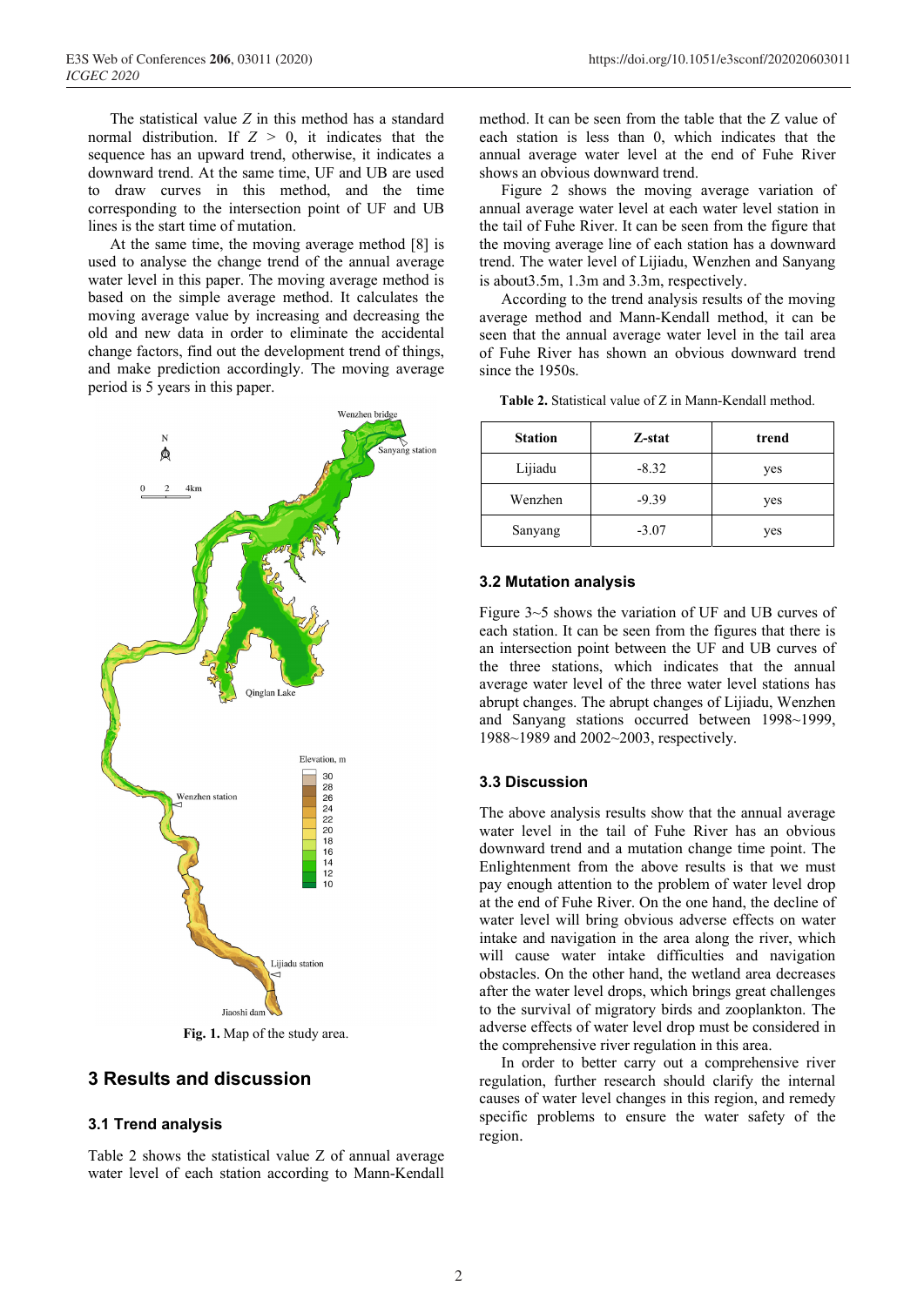The statistical value $Z$ in this method has a standard normal distribution. If $Z > 0$, it indicates that the sequence has an upward trend, otherwise, it indicates a downward trend. At the same time, UF and UB are used to draw curves in this method, and the time corresponding to the intersection point of UF and UB lines is the start time of mutation.

At the same time, the moving average method [8] is used to analyse the change trend of the annual average water level in this paper. The moving average method is based on the simple average method. It calculates the moving average value by increasing and decreasing the old and new data in order to eliminate the accidental change factors, find out the development trend of things, and make prediction accordingly. The moving average period is 5 years in this paper.

**Fig. 1.** Map of the study area.

## 3 Results and discussion

### 3.1 Trend analysis

Table 2 shows the statistical value Z of annual average water level of each station according to Mann-Kendall method. It can be seen from the table that the Z value of each station is less than 0, which indicates that the annual average water level at the end of Fuhe River shows an obvious downward trend.

Figure 2 shows the moving average variation of annual average water level at each water level station in the tail of Fuhe River. It can be seen from the figure that the moving average line of each station has a downward trend. The water level of Lijiadu, Wenzhen and Sanyang is about3.5m, 1.3m and 3.3m, respectively.

According to the trend analysis results of the moving average method and Mann-Kendall method, it can be seen that the annual average water level in the tail area of Fuhe River has shown an obvious downward trend since the 1950s.

**Table 2.** Statistical value of Z in Mann-Kendall method.

| Station | Z-stat | trend |
|---|---|---|
| Lijiadu | -8.32 | yes |
| Wenzhen | -9.39 | yes |
| Sanyang | -3.07 | yes |

### 3.2 Mutation analysis

Figure 3~5 shows the variation of UF and UB curves of each station. It can be seen from the figures that there is an intersection point between the UF and UB curves of the three stations, which indicates that the annual average water level of the three water level stations has abrupt changes. The abrupt changes of Lijiadu, Wenzhen and Sanyang stations occurred between 1998~1999, 1988~1989 and 2002~2003, respectively.

### 3.3 Discussion

The above analysis results show that the annual average water level in the tail of Fuhe River has an obvious downward trend and a mutation change time point. The Enlightenment from the above results is that we must pay enough attention to the problem of water level drop at the end of Fuhe River. On the one hand, the decline of water level will bring obvious adverse effects on water intake and navigation in the area along the river, which will cause water intake difficulties and navigation obstacles. On the other hand, the wetland area decreases after the water level drops, which brings great challenges to the survival of migratory birds and zooplankton. The adverse effects of water level drop must be considered in the comprehensive river regulation in this area.

In order to better carry out a comprehensive river regulation, further research should clarify the internal causes of water level changes in this region, and remedy specific problems to ensure the water safety of the region.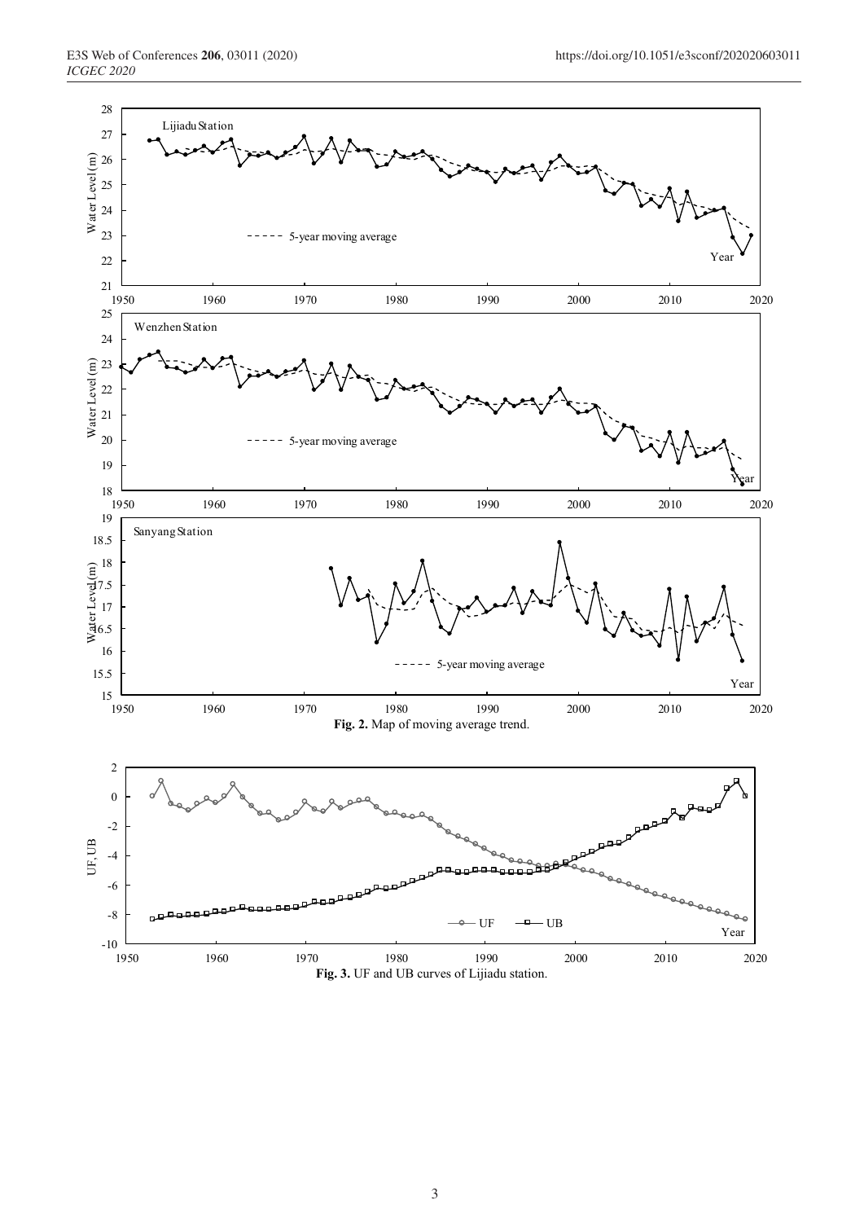**Fig. 2.** Map of moving average trend.

**Fig. 3.** UF and UB curves of Lijiadu station.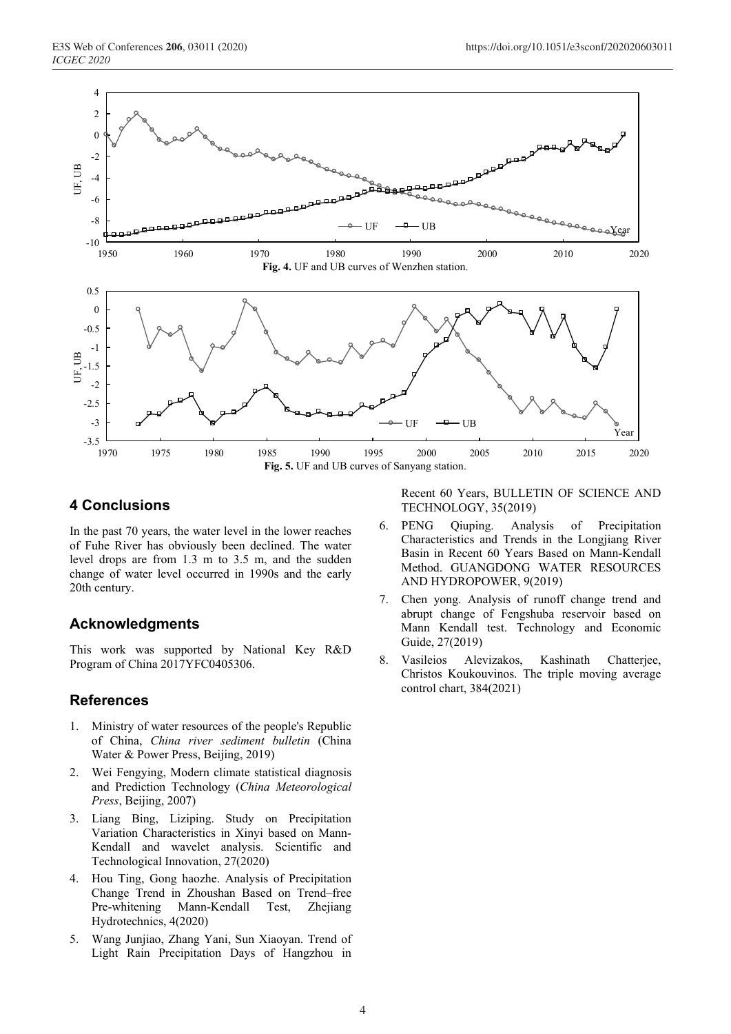4
2
0
-2
-4
-6
-8
-10
UF, UB
1950 1960 1970 1980 1990 2000 2010 2020
UF UB
Year

**Fig. 4.** UF and UB curves of Wenzhen station.

0.5
0
-0.5
-1
-1.5
-2
-2.5
-3
-3.5
UF, UB
1970 1975 1980 1985 1990 1995 2000 2005 2010 2015 2020
UF UB
Year

**Fig. 5.** UF and UB curves of Sanyang station.

## 4 Conclusions

In the past 70 years, the water level in the lower reaches of Fuhe River has obviously been declined. The water level drops are from 1.3 m to 3.5 m, and the sudden change of water level occurred in 1990s and the early 20th century.

## Acknowledgments

This work was supported by National Key R&D Program of China 2017YFC0405306.

## References

1. Ministry of water resources of the people's Republic of China, *China river sediment bulletin* (China Water & Power Press, Beijing, 2019)
2. Wei Fengying, Modern climate statistical diagnosis and Prediction Technology (*China Meteorological Press*, Beijing, 2007)
3. Liang Bing, Liziping. Study on Precipitation Variation Characteristics in Xinyi based on Mann-Kendall and wavelet analysis. Scientific and Technological Innovation, 27(2020)
4. Hou Ting, Gong haozhe. Analysis of Precipitation Change Trend in Zhoushan Based on Trend–free Pre-whitening Mann-Kendall Test, Zhejiang Hydrotechnics, 4(2020)
5. Wang Junjiao, Zhang Yani, Sun Xiaoyan. Trend of Light Rain Precipitation Days of Hangzhou in Recent 60 Years, BULLETIN OF SCIENCE AND TECHNOLOGY, 35(2019)
6. PENG Qiuping. Analysis of Precipitation Characteristics and Trends in the Longjiang River Basin in Recent 60 Years Based on Mann-Kendall Method. GUANGDONG WATER RESOURCES AND HYDROPOWER, 9(2019)
7. Chen yong. Analysis of runoff change trend and abrupt change of Fengshuba reservoir based on Mann Kendall test. Technology and Economic Guide, 27(2019)
8. Vasileios Alevizakos, Kashinath Chatterjee, Christos Koukouvinos. The triple moving average control chart, 384(2021)